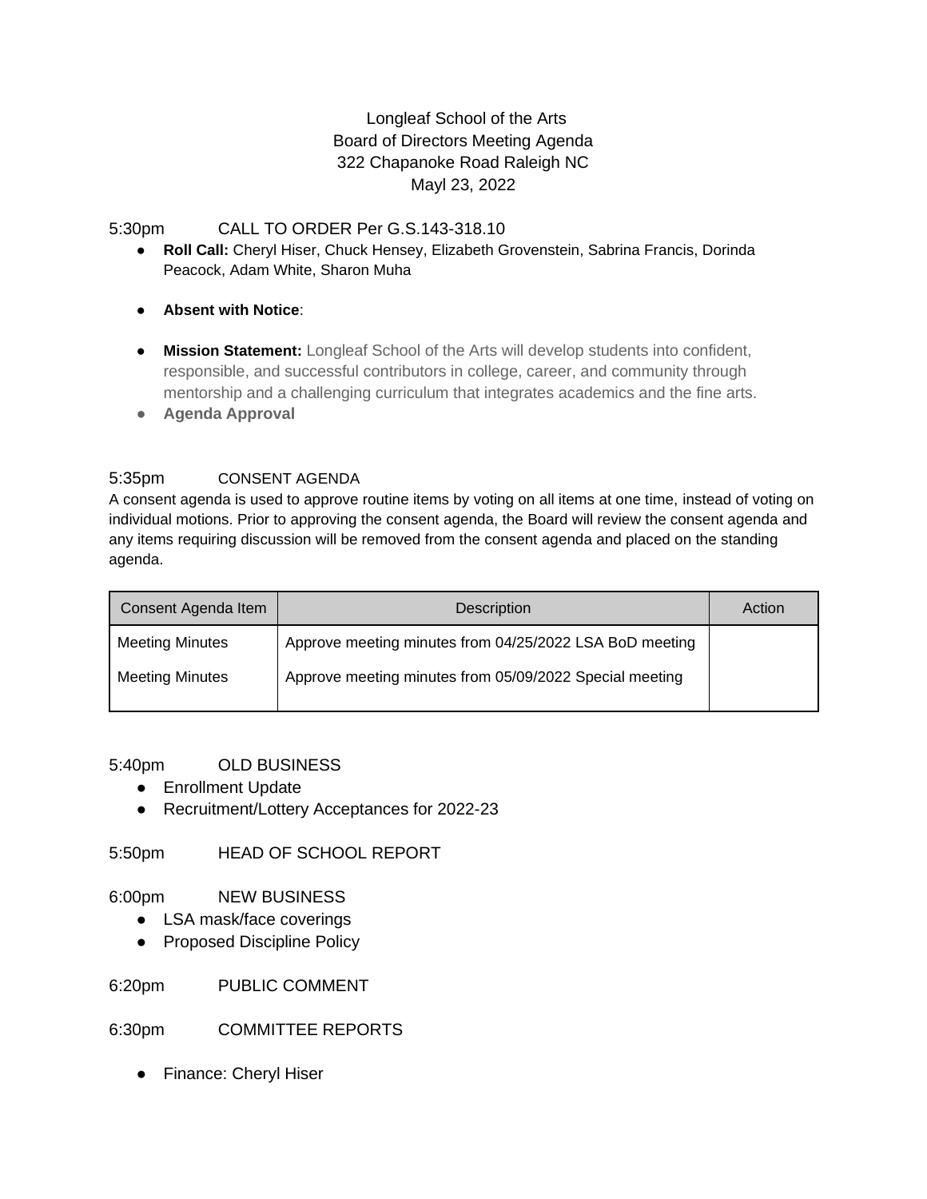Longleaf School of the Arts
Board of Directors Meeting Agenda
322 Chapanoke Road Raleigh NC
Mayl 23, 2022

5:30pm CALL TO ORDER Per G.S.143-318.10

- **Roll Call:** Cheryl Hiser, Chuck Hensey, Elizabeth Grovenstein, Sabrina Francis, Dorinda Peacock, Adam White, Sharon Muha
- **Absent with Notice**:
- **Mission Statement:** Longleaf School of the Arts will develop students into confident, responsible, and successful contributors in college, career, and community through mentorship and a challenging curriculum that integrates academics and the fine arts.
- **Agenda Approval**

5:35pm CONSENT AGENDA

A consent agenda is used to approve routine items by voting on all items at one time, instead of voting on individual motions. Prior to approving the consent agenda, the Board will review the consent agenda and any items requiring discussion will be removed from the consent agenda and placed on the standing agenda.

| Consent Agenda Item | Description | Action |
|---|---|---|
| Meeting Minutes | Approve meeting minutes from 04/25/2022 LSA BoD meeting | |
| Meeting Minutes | Approve meeting minutes from 05/09/2022 Special meeting | |

5:40pm OLD BUSINESS

- Enrollment Update
- Recruitment/Lottery Acceptances for 2022-23

5:50pm HEAD OF SCHOOL REPORT

6:00pm NEW BUSINESS

- LSA mask/face coverings
- Proposed Discipline Policy

6:20pm PUBLIC COMMENT

6:30pm COMMITTEE REPORTS

- Finance: Cheryl Hiser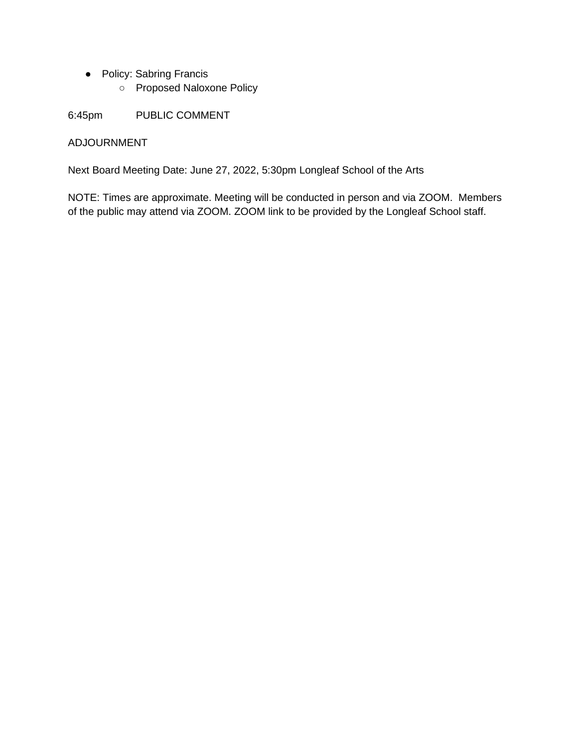- Policy: Sabring Francis
    - Proposed Naloxone Policy

6:45pm PUBLIC COMMENT

ADJOURNMENT

Next Board Meeting Date: June 27, 2022, 5:30pm Longleaf School of the Arts

NOTE: Times are approximate. Meeting will be conducted in person and via ZOOM. Members of the public may attend via ZOOM. ZOOM link to be provided by the Longleaf School staff.